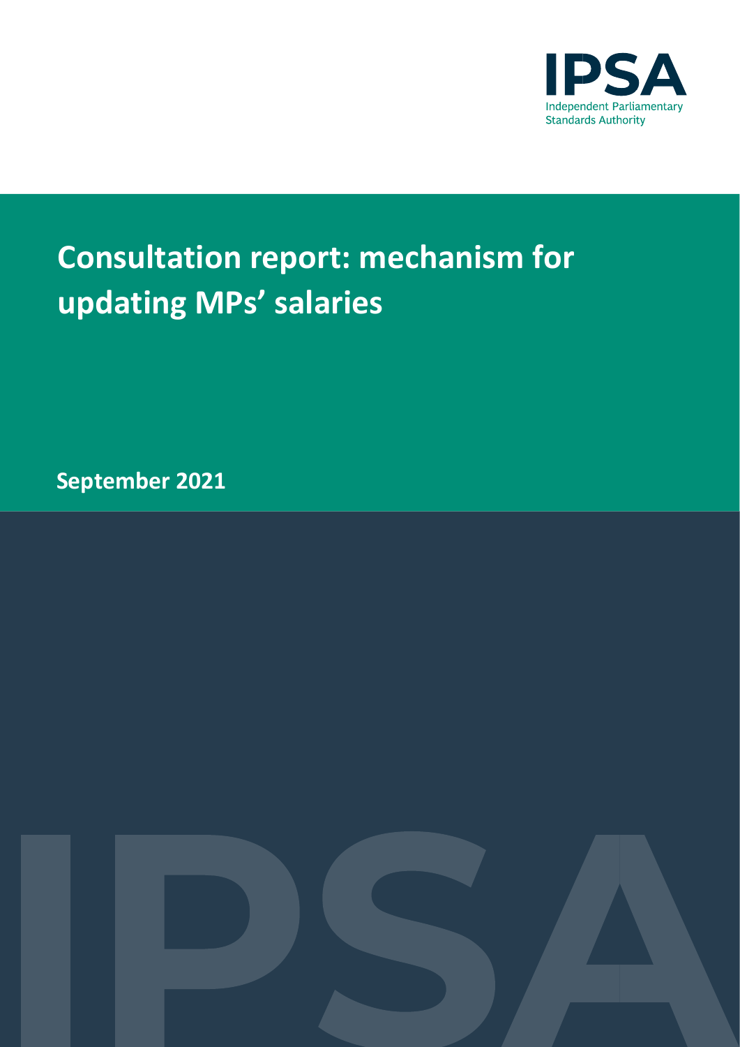IPSA

Independent Parliamentary Standards Authority

# Consultation report: mechanism for updating MPs' salaries

**September 2021**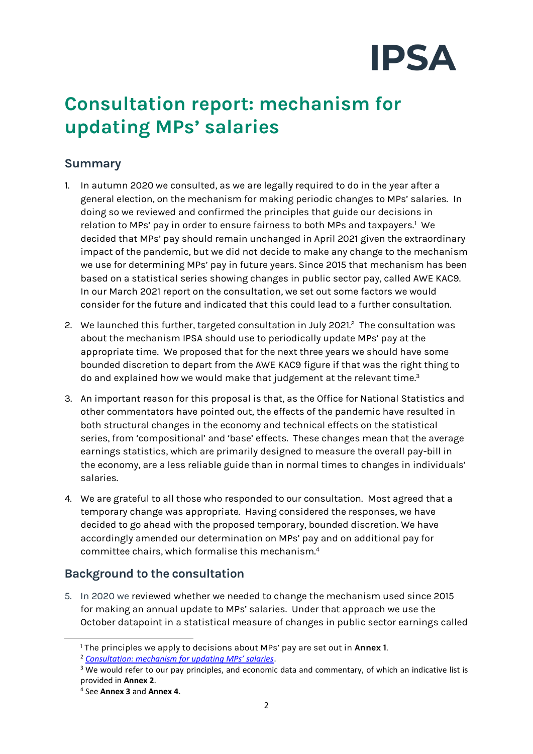# Consultation report: mechanism for updating MPs' salaries

## Summary

1. In autumn 2020 we consulted, as we are legally required to do in the year after a general election, on the mechanism for making periodic changes to MPs' salaries. In doing so we reviewed and confirmed the principles that guide our decisions in relation to MPs' pay in order to ensure fairness to both MPs and taxpayers.[1] We decided that MPs' pay should remain unchanged in April 2021 given the extraordinary impact of the pandemic, but we did not decide to make any change to the mechanism we use for determining MPs' pay in future years. Since 2015 that mechanism has been based on a statistical series showing changes in public sector pay, called AWE KAC9. In our March 2021 report on the consultation, we set out some factors we would consider for the future and indicated that this could lead to a further consultation.

2. We launched this further, targeted consultation in July 2021.[2] The consultation was about the mechanism IPSA should use to periodically update MPs' pay at the appropriate time. We proposed that for the next three years we should have some bounded discretion to depart from the AWE KAC9 figure if that was the right thing to do and explained how we would make that judgement at the relevant time.[3]

3. An important reason for this proposal is that, as the Office for National Statistics and other commentators have pointed out, the effects of the pandemic have resulted in both structural changes in the economy and technical effects on the statistical series, from 'compositional' and 'base' effects. These changes mean that the average earnings statistics, which are primarily designed to measure the overall pay-bill in the economy, are a less reliable guide than in normal times to changes in individuals' salaries.

4. We are grateful to all those who responded to our consultation. Most agreed that a temporary change was appropriate. Having considered the responses, we have decided to go ahead with the proposed temporary, bounded discretion. We have accordingly amended our determination on MPs' pay and on additional pay for committee chairs, which formalise this mechanism.[4]

## Background to the consultation

5. In 2020 we reviewed whether we needed to change the mechanism used since 2015 for making an annual update to MPs' salaries. Under that approach we use the October datapoint in a statistical measure of changes in public sector earnings called

---

[1] The principles we apply to decisions about MPs' pay are set out in **Annex 1**.

[2] *Consultation: mechanism for updating MPs' salaries*.

[3] We would refer to our pay principles, and economic data and commentary, of which an indicative list is provided in **Annex 2**.

[4] See **Annex 3** and **Annex 4**.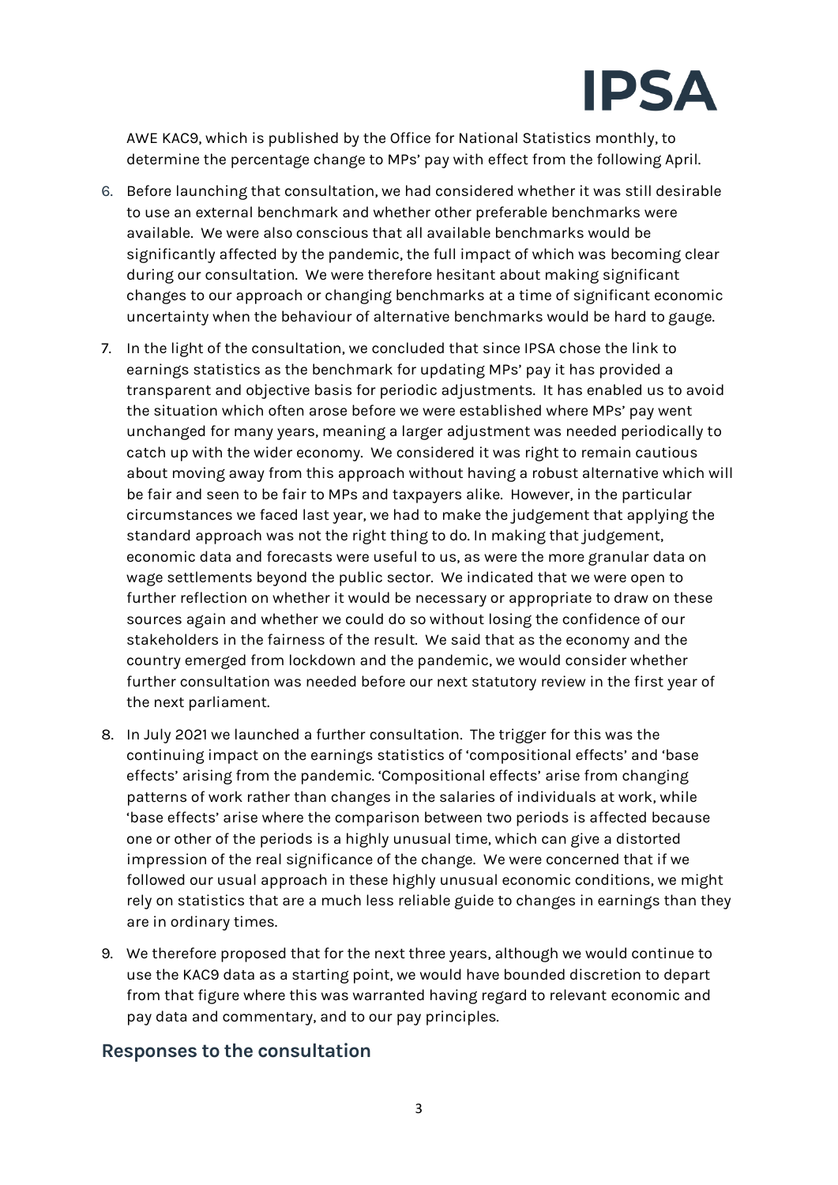AWE KAC9, which is published by the Office for National Statistics monthly, to determine the percentage change to MPs' pay with effect from the following April.

6. Before launching that consultation, we had considered whether it was still desirable to use an external benchmark and whether other preferable benchmarks were available. We were also conscious that all available benchmarks would be significantly affected by the pandemic, the full impact of which was becoming clear during our consultation. We were therefore hesitant about making significant changes to our approach or changing benchmarks at a time of significant economic uncertainty when the behaviour of alternative benchmarks would be hard to gauge.

7. In the light of the consultation, we concluded that since IPSA chose the link to earnings statistics as the benchmark for updating MPs' pay it has provided a transparent and objective basis for periodic adjustments. It has enabled us to avoid the situation which often arose before we were established where MPs' pay went unchanged for many years, meaning a larger adjustment was needed periodically to catch up with the wider economy. We considered it was right to remain cautious about moving away from this approach without having a robust alternative which will be fair and seen to be fair to MPs and taxpayers alike. However, in the particular circumstances we faced last year, we had to make the judgement that applying the standard approach was not the right thing to do. In making that judgement, economic data and forecasts were useful to us, as were the more granular data on wage settlements beyond the public sector. We indicated that we were open to further reflection on whether it would be necessary or appropriate to draw on these sources again and whether we could do so without losing the confidence of our stakeholders in the fairness of the result. We said that as the economy and the country emerged from lockdown and the pandemic, we would consider whether further consultation was needed before our next statutory review in the first year of the next parliament.

8. In July 2021 we launched a further consultation. The trigger for this was the continuing impact on the earnings statistics of 'compositional effects' and 'base effects' arising from the pandemic. 'Compositional effects' arise from changing patterns of work rather than changes in the salaries of individuals at work, while 'base effects' arise where the comparison between two periods is affected because one or other of the periods is a highly unusual time, which can give a distorted impression of the real significance of the change. We were concerned that if we followed our usual approach in these highly unusual economic conditions, we might rely on statistics that are a much less reliable guide to changes in earnings than they are in ordinary times.

9. We therefore proposed that for the next three years, although we would continue to use the KAC9 data as a starting point, we would have bounded discretion to depart from that figure where this was warranted having regard to relevant economic and pay data and commentary, and to our pay principles.

## Responses to the consultation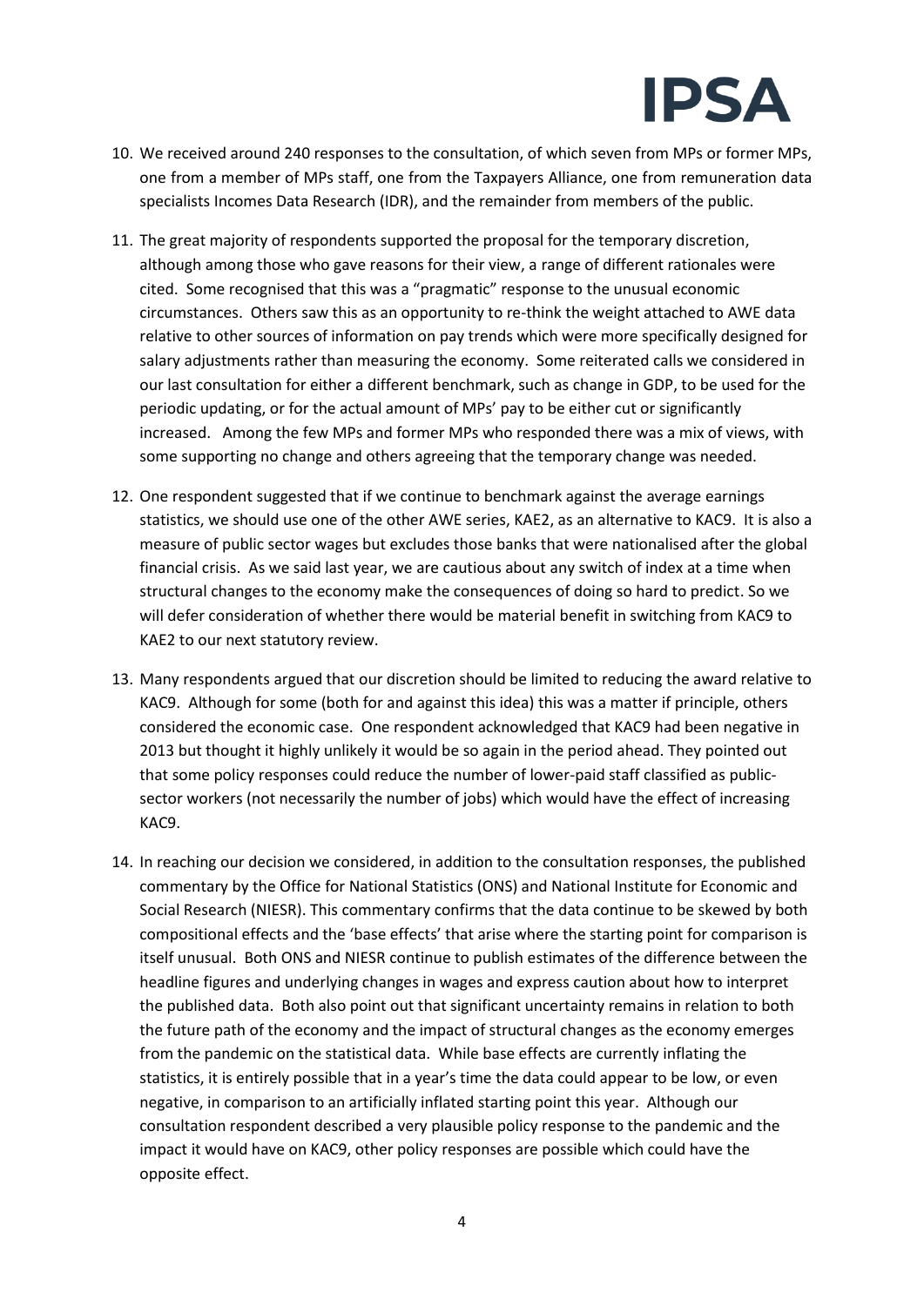10. We received around 240 responses to the consultation, of which seven from MPs or former MPs, one from a member of MPs staff, one from the Taxpayers Alliance, one from remuneration data specialists Incomes Data Research (IDR), and the remainder from members of the public.

11. The great majority of respondents supported the proposal for the temporary discretion, although among those who gave reasons for their view, a range of different rationales were cited. Some recognised that this was a "pragmatic" response to the unusual economic circumstances. Others saw this as an opportunity to re-think the weight attached to AWE data relative to other sources of information on pay trends which were more specifically designed for salary adjustments rather than measuring the economy. Some reiterated calls we considered in our last consultation for either a different benchmark, such as change in GDP, to be used for the periodic updating, or for the actual amount of MPs' pay to be either cut or significantly increased. Among the few MPs and former MPs who responded there was a mix of views, with some supporting no change and others agreeing that the temporary change was needed.

12. One respondent suggested that if we continue to benchmark against the average earnings statistics, we should use one of the other AWE series, KAE2, as an alternative to KAC9. It is also a measure of public sector wages but excludes those banks that were nationalised after the global financial crisis. As we said last year, we are cautious about any switch of index at a time when structural changes to the economy make the consequences of doing so hard to predict. So we will defer consideration of whether there would be material benefit in switching from KAC9 to KAE2 to our next statutory review.

13. Many respondents argued that our discretion should be limited to reducing the award relative to KAC9. Although for some (both for and against this idea) this was a matter if principle, others considered the economic case. One respondent acknowledged that KAC9 had been negative in 2013 but thought it highly unlikely it would be so again in the period ahead. They pointed out that some policy responses could reduce the number of lower-paid staff classified as public-sector workers (not necessarily the number of jobs) which would have the effect of increasing KAC9.

14. In reaching our decision we considered, in addition to the consultation responses, the published commentary by the Office for National Statistics (ONS) and National Institute for Economic and Social Research (NIESR). This commentary confirms that the data continue to be skewed by both compositional effects and the 'base effects' that arise where the starting point for comparison is itself unusual. Both ONS and NIESR continue to publish estimates of the difference between the headline figures and underlying changes in wages and express caution about how to interpret the published data. Both also point out that significant uncertainty remains in relation to both the future path of the economy and the impact of structural changes as the economy emerges from the pandemic on the statistical data. While base effects are currently inflating the statistics, it is entirely possible that in a year's time the data could appear to be low, or even negative, in comparison to an artificially inflated starting point this year. Although our consultation respondent described a very plausible policy response to the pandemic and the impact it would have on KAC9, other policy responses are possible which could have the opposite effect.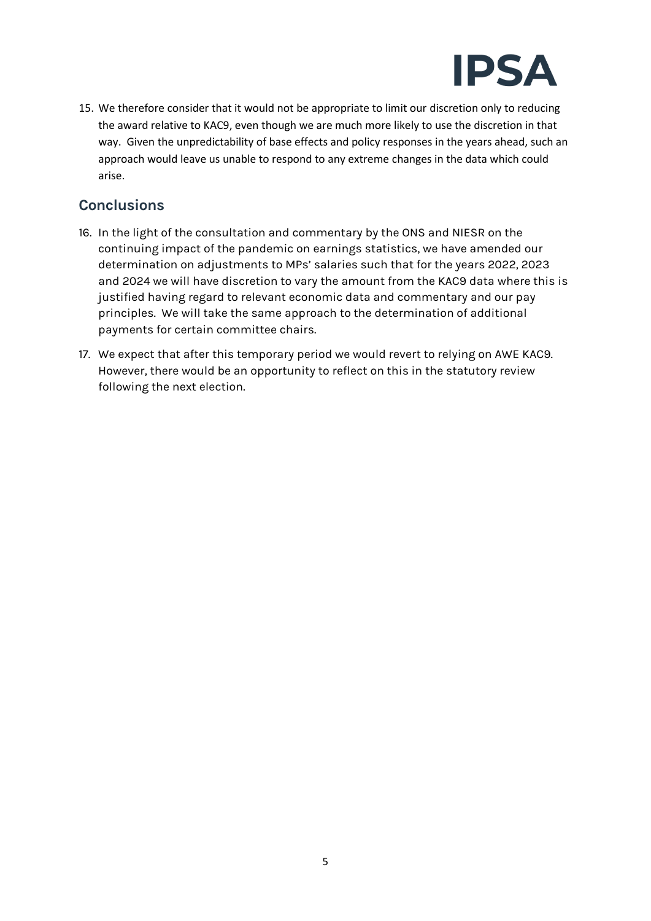15. We therefore consider that it would not be appropriate to limit our discretion only to reducing the award relative to KAC9, even though we are much more likely to use the discretion in that way. Given the unpredictability of base effects and policy responses in the years ahead, such an approach would leave us unable to respond to any extreme changes in the data which could arise.

## Conclusions

16. In the light of the consultation and commentary by the ONS and NIESR on the continuing impact of the pandemic on earnings statistics, we have amended our determination on adjustments to MPs' salaries such that for the years 2022, 2023 and 2024 we will have discretion to vary the amount from the KAC9 data where this is justified having regard to relevant economic data and commentary and our pay principles. We will take the same approach to the determination of additional payments for certain committee chairs.

17. We expect that after this temporary period we would revert to relying on AWE KAC9. However, there would be an opportunity to reflect on this in the statutory review following the next election.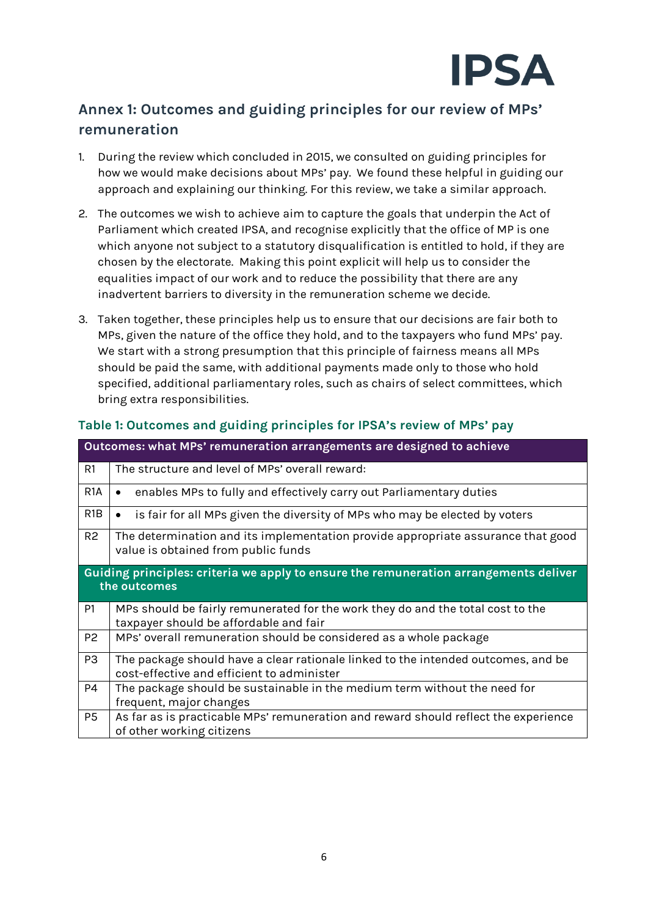## Annex 1: Outcomes and guiding principles for our review of MPs' remuneration

1. During the review which concluded in 2015, we consulted on guiding principles for how we would make decisions about MPs' pay. We found these helpful in guiding our approach and explaining our thinking. For this review, we take a similar approach.

2. The outcomes we wish to achieve aim to capture the goals that underpin the Act of Parliament which created IPSA, and recognise explicitly that the office of MP is one which anyone not subject to a statutory disqualification is entitled to hold, if they are chosen by the electorate. Making this point explicit will help us to consider the equalities impact of our work and to reduce the possibility that there are any inadvertent barriers to diversity in the remuneration scheme we decide.

3. Taken together, these principles help us to ensure that our decisions are fair both to MPs, given the nature of the office they hold, and to the taxpayers who fund MPs' pay. We start with a strong presumption that this principle of fairness means all MPs should be paid the same, with additional payments made only to those who hold specified, additional parliamentary roles, such as chairs of select committees, which bring extra responsibilities.

### Table 1: Outcomes and guiding principles for IPSA's review of MPs' pay

| | |
|---|---|
| **Outcomes: what MPs' remuneration arrangements are designed to achieve** | |
| R1 | The structure and level of MPs' overall reward: |
| R1A | • enables MPs to fully and effectively carry out Parliamentary duties |
| R1B | • is fair for all MPs given the diversity of MPs who may be elected by voters |
| R2 | The determination and its implementation provide appropriate assurance that good value is obtained from public funds |
| **Guiding principles: criteria we apply to ensure the remuneration arrangements deliver the outcomes** | |
| P1 | MPs should be fairly remunerated for the work they do and the total cost to the taxpayer should be affordable and fair |
| P2 | MPs' overall remuneration should be considered as a whole package |
| P3 | The package should have a clear rationale linked to the intended outcomes, and be cost-effective and efficient to administer |
| P4 | The package should be sustainable in the medium term without the need for frequent, major changes |
| P5 | As far as is practicable MPs' remuneration and reward should reflect the experience of other working citizens |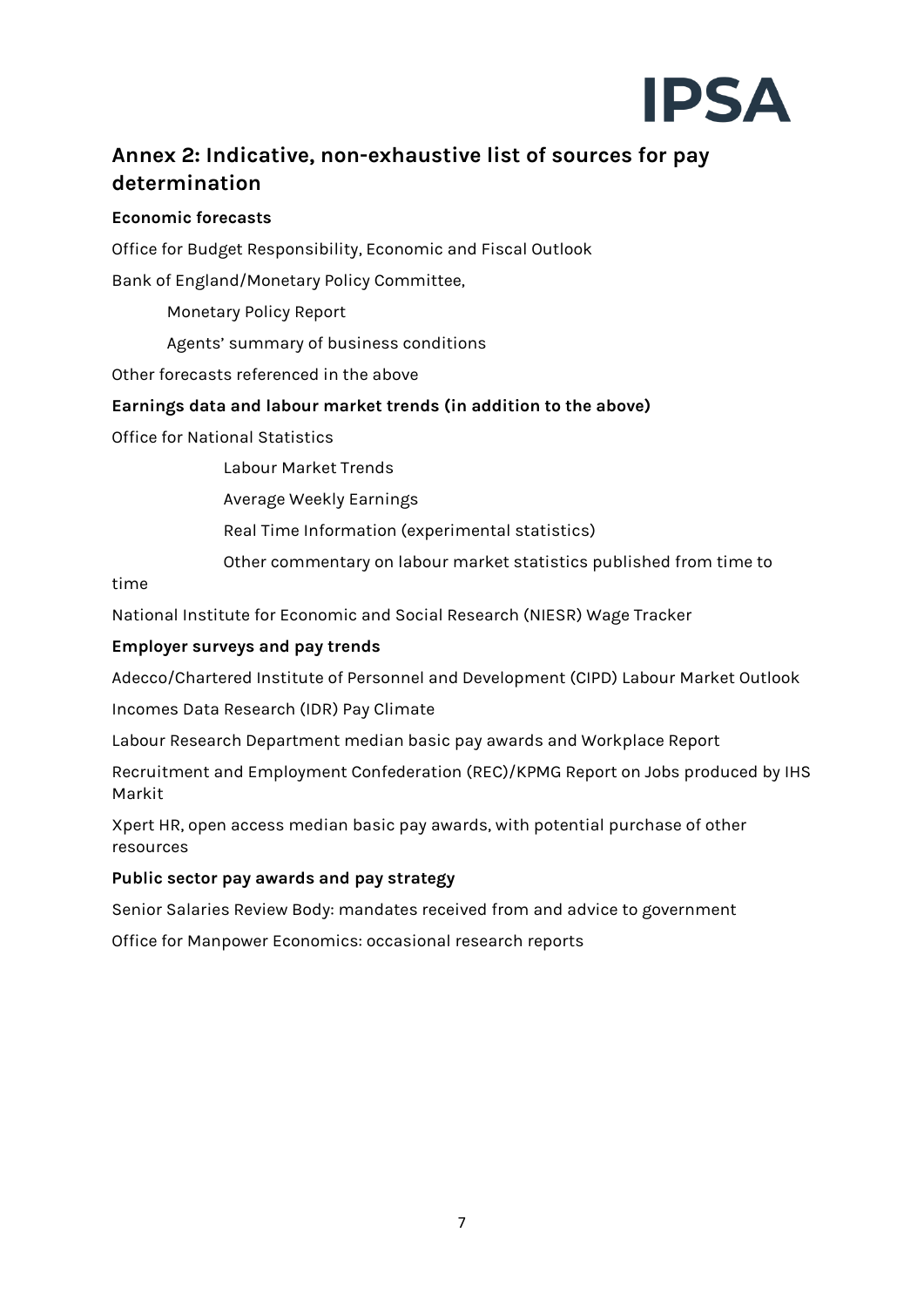## Annex 2: Indicative, non-exhaustive list of sources for pay determination

**Economic forecasts**

Office for Budget Responsibility, Economic and Fiscal Outlook

Bank of England/Monetary Policy Committee,

- Monetary Policy Report
- Agents' summary of business conditions

Other forecasts referenced in the above

**Earnings data and labour market trends (in addition to the above)**

Office for National Statistics

- Labour Market Trends
- Average Weekly Earnings
- Real Time Information (experimental statistics)
- Other commentary on labour market statistics published from time to time

National Institute for Economic and Social Research (NIESR) Wage Tracker

**Employer surveys and pay trends**

Adecco/Chartered Institute of Personnel and Development (CIPD) Labour Market Outlook

Incomes Data Research (IDR) Pay Climate

Labour Research Department median basic pay awards and Workplace Report

Recruitment and Employment Confederation (REC)/KPMG Report on Jobs produced by IHS Markit

Xpert HR, open access median basic pay awards, with potential purchase of other resources

**Public sector pay awards and pay strategy**

Senior Salaries Review Body: mandates received from and advice to government

Office for Manpower Economics: occasional research reports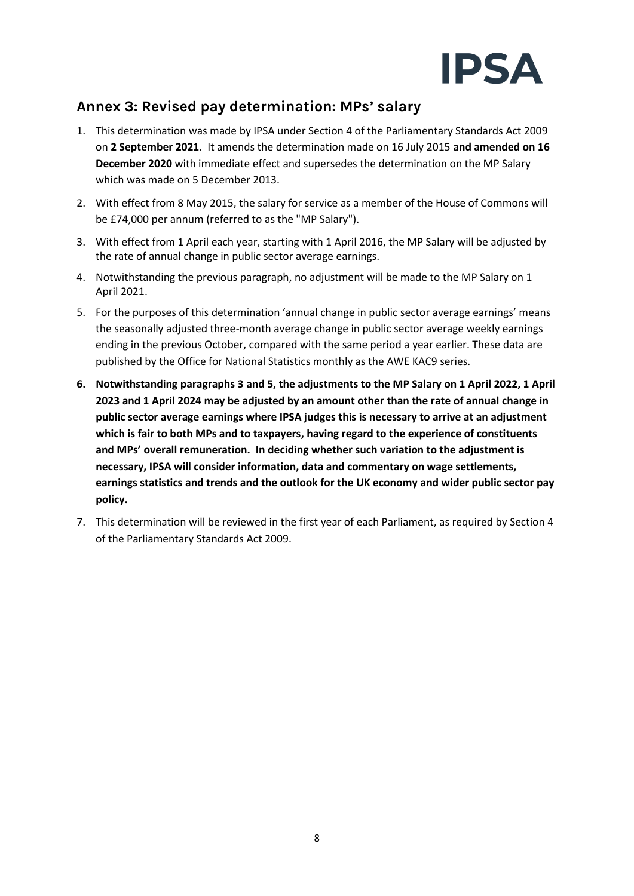IPSA

## Annex 3: Revised pay determination: MPs' salary

1. This determination was made by IPSA under Section 4 of the Parliamentary Standards Act 2009 on **2 September 2021**. It amends the determination made on 16 July 2015 **and amended on 16 December 2020** with immediate effect and supersedes the determination on the MP Salary which was made on 5 December 2013.
2. With effect from 8 May 2015, the salary for service as a member of the House of Commons will be £74,000 per annum (referred to as the "MP Salary").
3. With effect from 1 April each year, starting with 1 April 2016, the MP Salary will be adjusted by the rate of annual change in public sector average earnings.
4. Notwithstanding the previous paragraph, no adjustment will be made to the MP Salary on 1 April 2021.
5. For the purposes of this determination 'annual change in public sector average earnings' means the seasonally adjusted three-month average change in public sector average weekly earnings ending in the previous October, compared with the same period a year earlier. These data are published by the Office for National Statistics monthly as the AWE KAC9 series.
6. **Notwithstanding paragraphs 3 and 5, the adjustments to the MP Salary on 1 April 2022, 1 April 2023 and 1 April 2024 may be adjusted by an amount other than the rate of annual change in public sector average earnings where IPSA judges this is necessary to arrive at an adjustment which is fair to both MPs and to taxpayers, having regard to the experience of constituents and MPs' overall remuneration. In deciding whether such variation to the adjustment is necessary, IPSA will consider information, data and commentary on wage settlements, earnings statistics and trends and the outlook for the UK economy and wider public sector pay policy.**
7. This determination will be reviewed in the first year of each Parliament, as required by Section 4 of the Parliamentary Standards Act 2009.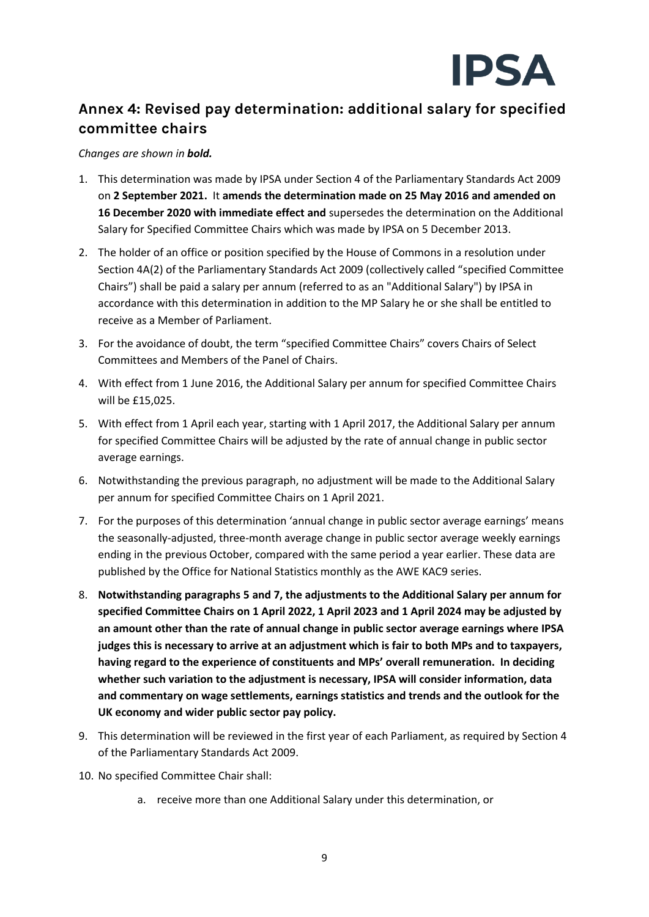## Annex 4: Revised pay determination: additional salary for specified committee chairs

*Changes are shown in **bold**.*

1. This determination was made by IPSA under Section 4 of the Parliamentary Standards Act 2009 on **2 September 2021.** It **amends the determination made on 25 May 2016 and amended on 16 December 2020 with immediate effect and** supersedes the determination on the Additional Salary for Specified Committee Chairs which was made by IPSA on 5 December 2013.
2. The holder of an office or position specified by the House of Commons in a resolution under Section 4A(2) of the Parliamentary Standards Act 2009 (collectively called "specified Committee Chairs") shall be paid a salary per annum (referred to as an "Additional Salary") by IPSA in accordance with this determination in addition to the MP Salary he or she shall be entitled to receive as a Member of Parliament.
3. For the avoidance of doubt, the term "specified Committee Chairs" covers Chairs of Select Committees and Members of the Panel of Chairs.
4. With effect from 1 June 2016, the Additional Salary per annum for specified Committee Chairs will be £15,025.
5. With effect from 1 April each year, starting with 1 April 2017, the Additional Salary per annum for specified Committee Chairs will be adjusted by the rate of annual change in public sector average earnings.
6. Notwithstanding the previous paragraph, no adjustment will be made to the Additional Salary per annum for specified Committee Chairs on 1 April 2021.
7. For the purposes of this determination 'annual change in public sector average earnings' means the seasonally-adjusted, three-month average change in public sector average weekly earnings ending in the previous October, compared with the same period a year earlier. These data are published by the Office for National Statistics monthly as the AWE KAC9 series.
8. **Notwithstanding paragraphs 5 and 7, the adjustments to the Additional Salary per annum for specified Committee Chairs on 1 April 2022, 1 April 2023 and 1 April 2024 may be adjusted by an amount other than the rate of annual change in public sector average earnings where IPSA judges this is necessary to arrive at an adjustment which is fair to both MPs and to taxpayers, having regard to the experience of constituents and MPs' overall remuneration. In deciding whether such variation to the adjustment is necessary, IPSA will consider information, data and commentary on wage settlements, earnings statistics and trends and the outlook for the UK economy and wider public sector pay policy.**
9. This determination will be reviewed in the first year of each Parliament, as required by Section 4 of the Parliamentary Standards Act 2009.
10. No specified Committee Chair shall:
    a. receive more than one Additional Salary under this determination, or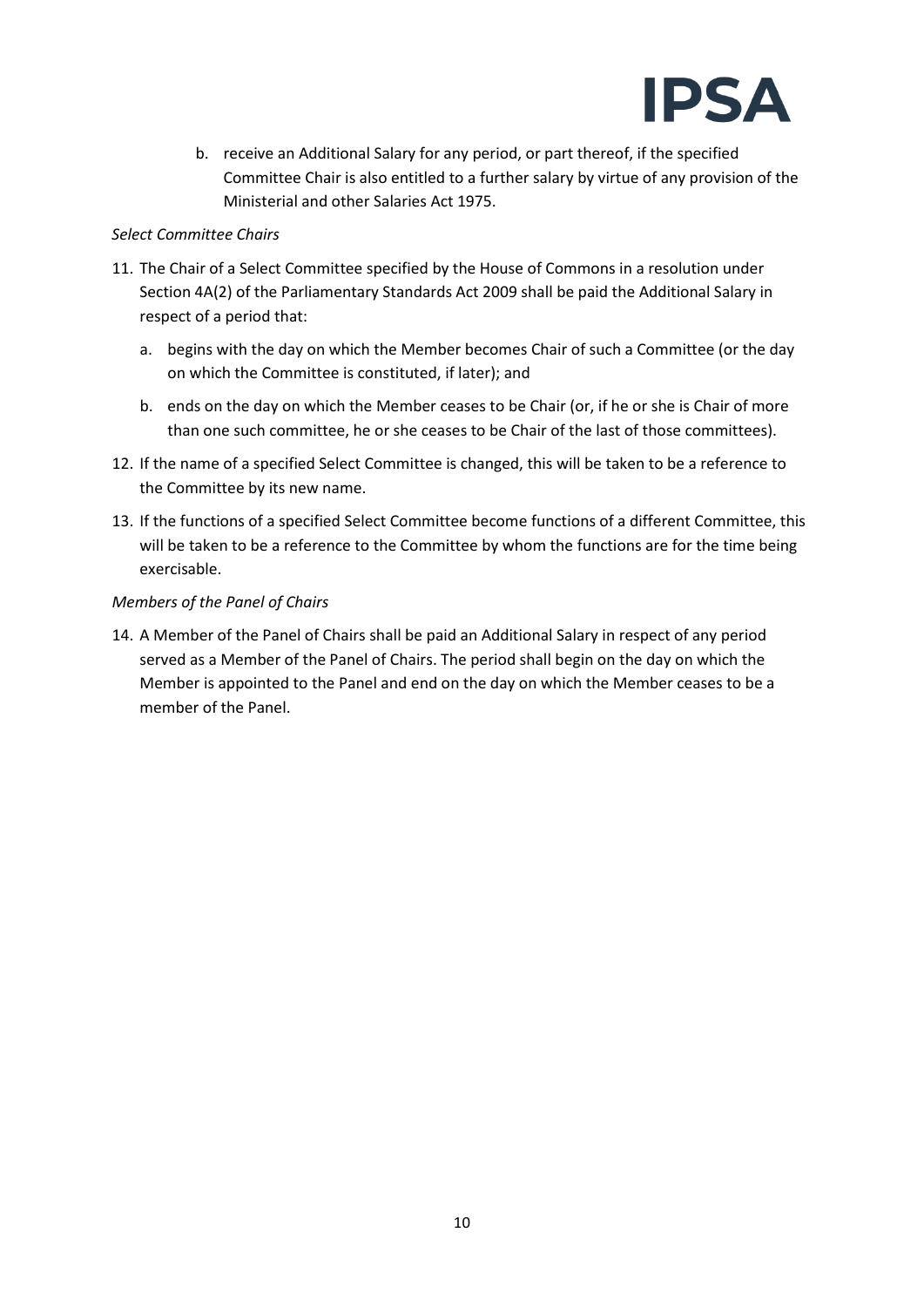b. receive an Additional Salary for any period, or part thereof, if the specified Committee Chair is also entitled to a further salary by virtue of any provision of the Ministerial and other Salaries Act 1975.

*Select Committee Chairs*

11. The Chair of a Select Committee specified by the House of Commons in a resolution under Section 4A(2) of the Parliamentary Standards Act 2009 shall be paid the Additional Salary in respect of a period that:

    a. begins with the day on which the Member becomes Chair of such a Committee (or the day on which the Committee is constituted, if later); and

    b. ends on the day on which the Member ceases to be Chair (or, if he or she is Chair of more than one such committee, he or she ceases to be Chair of the last of those committees).

12. If the name of a specified Select Committee is changed, this will be taken to be a reference to the Committee by its new name.

13. If the functions of a specified Select Committee become functions of a different Committee, this will be taken to be a reference to the Committee by whom the functions are for the time being exercisable.

*Members of the Panel of Chairs*

14. A Member of the Panel of Chairs shall be paid an Additional Salary in respect of any period served as a Member of the Panel of Chairs. The period shall begin on the day on which the Member is appointed to the Panel and end on the day on which the Member ceases to be a member of the Panel.